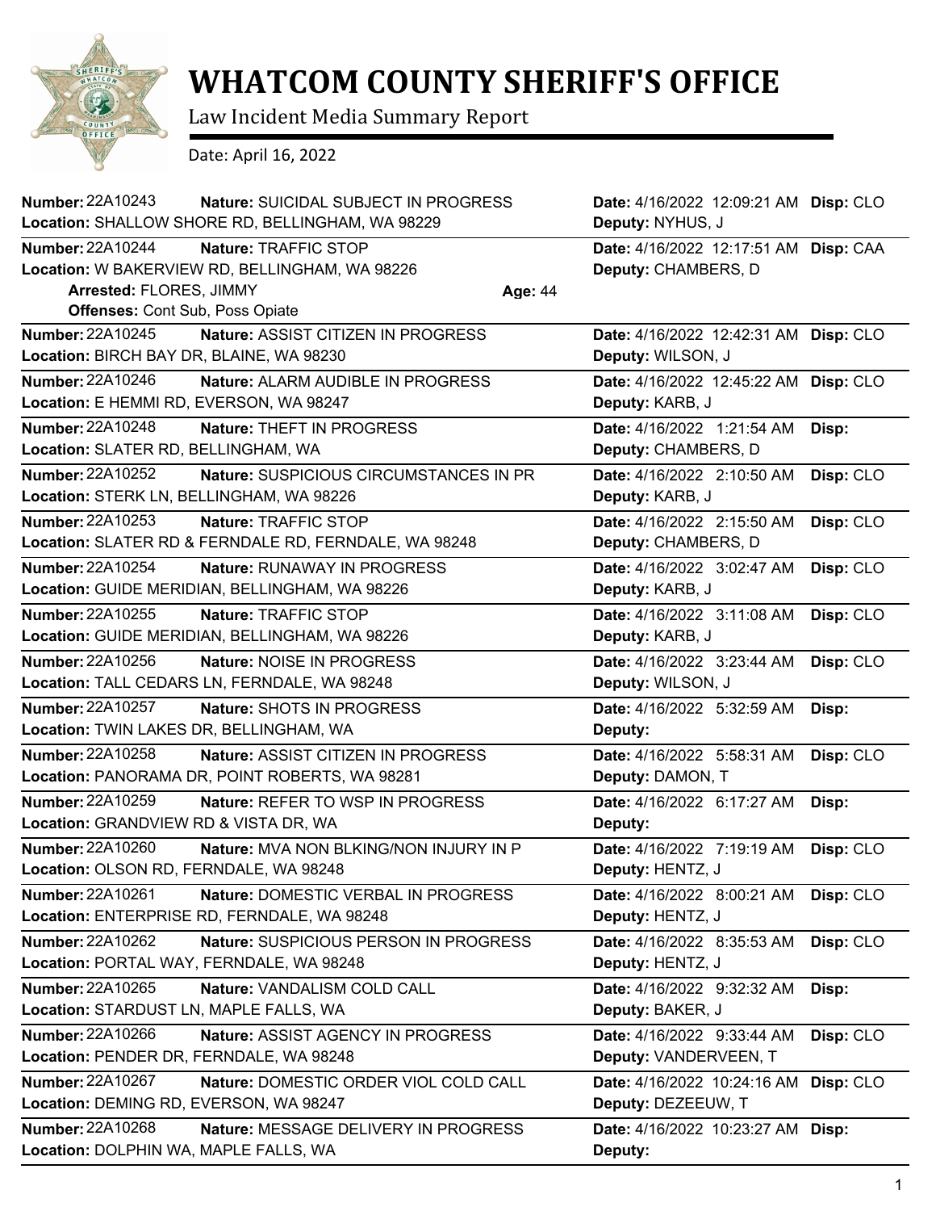# WHATCOM COUNTY SHERIFF'S OFFICE

Law Incident Media Summary Report

Date: April 16, 2022

**Number:** 22A10243 **Nature:** SUICIDAL SUBJECT IN PROGRESS **Date:** 4/16/2022 12:09:21 AM **Disp:** CLO
**Location:** SHALLOW SHORE RD, BELLINGHAM, WA 98229 **Deputy:** NYHUS, J

**Number:** 22A10244 **Nature:** TRAFFIC STOP **Date:** 4/16/2022 12:17:51 AM **Disp:** CAA
**Location:** W BAKERVIEW RD, BELLINGHAM, WA 98226 **Deputy:** CHAMBERS, D
**Arrested:** FLORES, JIMMY **Age:** 44
**Offenses:** Cont Sub, Poss Opiate

**Number:** 22A10245 **Nature:** ASSIST CITIZEN IN PROGRESS **Date:** 4/16/2022 12:42:31 AM **Disp:** CLO
**Location:** BIRCH BAY DR, BLAINE, WA 98230 **Deputy:** WILSON, J

**Number:** 22A10246 **Nature:** ALARM AUDIBLE IN PROGRESS **Date:** 4/16/2022 12:45:22 AM **Disp:** CLO
**Location:** E HEMMI RD, EVERSON, WA 98247 **Deputy:** KARB, J

**Number:** 22A10248 **Nature:** THEFT IN PROGRESS **Date:** 4/16/2022 1:21:54 AM **Disp:**
**Location:** SLATER RD, BELLINGHAM, WA **Deputy:** CHAMBERS, D

**Number:** 22A10252 **Nature:** SUSPICIOUS CIRCUMSTANCES IN PR **Date:** 4/16/2022 2:10:50 AM **Disp:** CLO
**Location:** STERK LN, BELLINGHAM, WA 98226 **Deputy:** KARB, J

**Number:** 22A10253 **Nature:** TRAFFIC STOP **Date:** 4/16/2022 2:15:50 AM **Disp:** CLO
**Location:** SLATER RD & FERNDALE RD, FERNDALE, WA 98248 **Deputy:** CHAMBERS, D

**Number:** 22A10254 **Nature:** RUNAWAY IN PROGRESS **Date:** 4/16/2022 3:02:47 AM **Disp:** CLO
**Location:** GUIDE MERIDIAN, BELLINGHAM, WA 98226 **Deputy:** KARB, J

**Number:** 22A10255 **Nature:** TRAFFIC STOP **Date:** 4/16/2022 3:11:08 AM **Disp:** CLO
**Location:** GUIDE MERIDIAN, BELLINGHAM, WA 98226 **Deputy:** KARB, J

**Number:** 22A10256 **Nature:** NOISE IN PROGRESS **Date:** 4/16/2022 3:23:44 AM **Disp:** CLO
**Location:** TALL CEDARS LN, FERNDALE, WA 98248 **Deputy:** WILSON, J

**Number:** 22A10257 **Nature:** SHOTS IN PROGRESS **Date:** 4/16/2022 5:32:59 AM **Disp:**
**Location:** TWIN LAKES DR, BELLINGHAM, WA **Deputy:**

**Number:** 22A10258 **Nature:** ASSIST CITIZEN IN PROGRESS **Date:** 4/16/2022 5:58:31 AM **Disp:** CLO
**Location:** PANORAMA DR, POINT ROBERTS, WA 98281 **Deputy:** DAMON, T

**Number:** 22A10259 **Nature:** REFER TO WSP IN PROGRESS **Date:** 4/16/2022 6:17:27 AM **Disp:**
**Location:** GRANDVIEW RD & VISTA DR, WA **Deputy:**

**Number:** 22A10260 **Nature:** MVA NON BLKING/NON INJURY IN P **Date:** 4/16/2022 7:19:19 AM **Disp:** CLO
**Location:** OLSON RD, FERNDALE, WA 98248 **Deputy:** HENTZ, J

**Number:** 22A10261 **Nature:** DOMESTIC VERBAL IN PROGRESS **Date:** 4/16/2022 8:00:21 AM **Disp:** CLO
**Location:** ENTERPRISE RD, FERNDALE, WA 98248 **Deputy:** HENTZ, J

**Number:** 22A10262 **Nature:** SUSPICIOUS PERSON IN PROGRESS **Date:** 4/16/2022 8:35:53 AM **Disp:** CLO
**Location:** PORTAL WAY, FERNDALE, WA 98248 **Deputy:** HENTZ, J

**Number:** 22A10265 **Nature:** VANDALISM COLD CALL **Date:** 4/16/2022 9:32:32 AM **Disp:**
**Location:** STARDUST LN, MAPLE FALLS, WA **Deputy:** BAKER, J

**Number:** 22A10266 **Nature:** ASSIST AGENCY IN PROGRESS **Date:** 4/16/2022 9:33:44 AM **Disp:** CLO
**Location:** PENDER DR, FERNDALE, WA 98248 **Deputy:** VANDERVEEN, T

**Number:** 22A10267 **Nature:** DOMESTIC ORDER VIOL COLD CALL **Date:** 4/16/2022 10:24:16 AM **Disp:** CLO
**Location:** DEMING RD, EVERSON, WA 98247 **Deputy:** DEZEEUW, T

**Number:** 22A10268 **Nature:** MESSAGE DELIVERY IN PROGRESS **Date:** 4/16/2022 10:23:27 AM **Disp:**
**Location:** DOLPHIN WA, MAPLE FALLS, WA **Deputy:**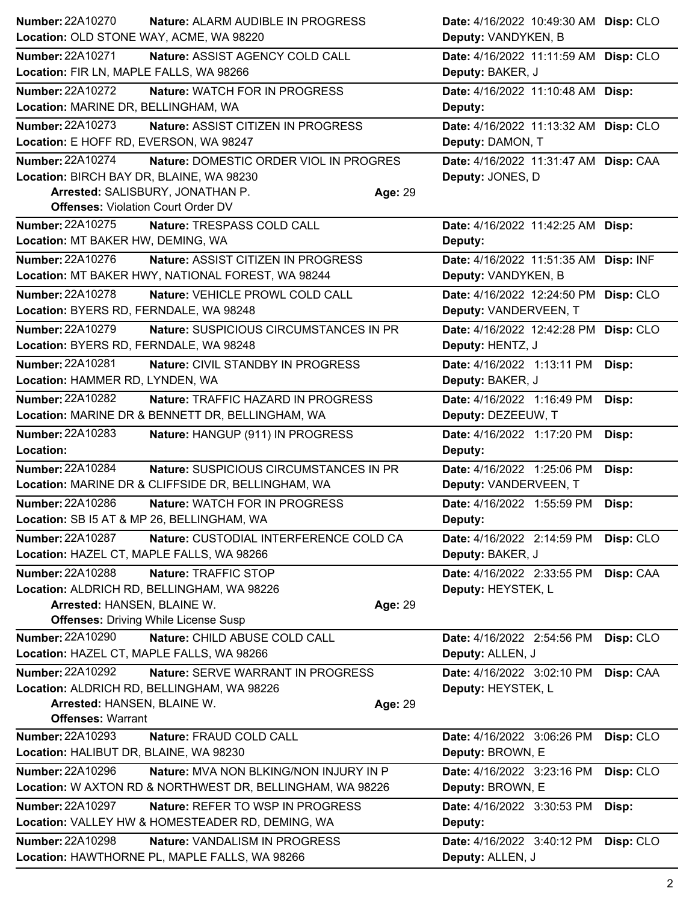**Number:** 22A10270 **Nature:** ALARM AUDIBLE IN PROGRESS **Date:** 4/16/2022 10:49:30 AM **Disp:** CLO
**Location:** OLD STONE WAY, ACME, WA 98220 **Deputy:** VANDYKEN, B

---

**Number:** 22A10271 **Nature:** ASSIST AGENCY COLD CALL **Date:** 4/16/2022 11:11:59 AM **Disp:** CLO
**Location:** FIR LN, MAPLE FALLS, WA 98266 **Deputy:** BAKER, J

---

**Number:** 22A10272 **Nature:** WATCH FOR IN PROGRESS **Date:** 4/16/2022 11:10:48 AM **Disp:**
**Location:** MARINE DR, BELLINGHAM, WA **Deputy:**

---

**Number:** 22A10273 **Nature:** ASSIST CITIZEN IN PROGRESS **Date:** 4/16/2022 11:13:32 AM **Disp:** CLO
**Location:** E HOFF RD, EVERSON, WA 98247 **Deputy:** DAMON, T

---

**Number:** 22A10274 **Nature:** DOMESTIC ORDER VIOL IN PROGRES **Date:** 4/16/2022 11:31:47 AM **Disp:** CAA
**Location:** BIRCH BAY DR, BLAINE, WA 98230 **Deputy:** JONES, D
**Arrested:** SALISBURY, JONATHAN P. **Age:** 29
**Offenses:** Violation Court Order DV

---

**Number:** 22A10275 **Nature:** TRESPASS COLD CALL **Date:** 4/16/2022 11:42:25 AM **Disp:**
**Location:** MT BAKER HW, DEMING, WA **Deputy:**

---

**Number:** 22A10276 **Nature:** ASSIST CITIZEN IN PROGRESS **Date:** 4/16/2022 11:51:35 AM **Disp:** INF
**Location:** MT BAKER HWY, NATIONAL FOREST, WA 98244 **Deputy:** VANDYKEN, B

---

**Number:** 22A10278 **Nature:** VEHICLE PROWL COLD CALL **Date:** 4/16/2022 12:24:50 PM **Disp:** CLO
**Location:** BYERS RD, FERNDALE, WA 98248 **Deputy:** VANDERVEEN, T

---

**Number:** 22A10279 **Nature:** SUSPICIOUS CIRCUMSTANCES IN PR **Date:** 4/16/2022 12:42:28 PM **Disp:** CLO
**Location:** BYERS RD, FERNDALE, WA 98248 **Deputy:** HENTZ, J

---

**Number:** 22A10281 **Nature:** CIVIL STANDBY IN PROGRESS **Date:** 4/16/2022 1:13:11 PM **Disp:**
**Location:** HAMMER RD, LYNDEN, WA **Deputy:** BAKER, J

---

**Number:** 22A10282 **Nature:** TRAFFIC HAZARD IN PROGRESS **Date:** 4/16/2022 1:16:49 PM **Disp:**
**Location:** MARINE DR & BENNETT DR, BELLINGHAM, WA **Deputy:** DEZEEUW, T

---

**Number:** 22A10283 **Nature:** HANGUP (911) IN PROGRESS **Date:** 4/16/2022 1:17:20 PM **Disp:**
**Location:** **Deputy:**

---

**Number:** 22A10284 **Nature:** SUSPICIOUS CIRCUMSTANCES IN PR **Date:** 4/16/2022 1:25:06 PM **Disp:**
**Location:** MARINE DR & CLIFFSIDE DR, BELLINGHAM, WA **Deputy:** VANDERVEEN, T

---

**Number:** 22A10286 **Nature:** WATCH FOR IN PROGRESS **Date:** 4/16/2022 1:55:59 PM **Disp:**
**Location:** SB I5 AT & MP 26, BELLINGHAM, WA **Deputy:**

---

**Number:** 22A10287 **Nature:** CUSTODIAL INTERFERENCE COLD CA **Date:** 4/16/2022 2:14:59 PM **Disp:** CLO
**Location:** HAZEL CT, MAPLE FALLS, WA 98266 **Deputy:** BAKER, J

---

**Number:** 22A10288 **Nature:** TRAFFIC STOP **Date:** 4/16/2022 2:33:55 PM **Disp:** CAA
**Location:** ALDRICH RD, BELLINGHAM, WA 98226 **Deputy:** HEYSTEK, L
**Arrested:** HANSEN, BLAINE W. **Age:** 29
**Offenses:** Driving While License Susp

---

**Number:** 22A10290 **Nature:** CHILD ABUSE COLD CALL **Date:** 4/16/2022 2:54:56 PM **Disp:** CLO
**Location:** HAZEL CT, MAPLE FALLS, WA 98266 **Deputy:** ALLEN, J

---

**Number:** 22A10292 **Nature:** SERVE WARRANT IN PROGRESS **Date:** 4/16/2022 3:02:10 PM **Disp:** CAA
**Location:** ALDRICH RD, BELLINGHAM, WA 98226 **Deputy:** HEYSTEK, L
**Arrested:** HANSEN, BLAINE W. **Age:** 29
**Offenses:** Warrant

---

**Number:** 22A10293 **Nature:** FRAUD COLD CALL **Date:** 4/16/2022 3:06:26 PM **Disp:** CLO
**Location:** HALIBUT DR, BLAINE, WA 98230 **Deputy:** BROWN, E

---

**Number:** 22A10296 **Nature:** MVA NON BLKING/NON INJURY IN P **Date:** 4/16/2022 3:23:16 PM **Disp:** CLO
**Location:** W AXTON RD & NORTHWEST DR, BELLINGHAM, WA 98226 **Deputy:** BROWN, E

---

**Number:** 22A10297 **Nature:** REFER TO WSP IN PROGRESS **Date:** 4/16/2022 3:30:53 PM **Disp:**
**Location:** VALLEY HW & HOMESTEADER RD, DEMING, WA **Deputy:**

---

**Number:** 22A10298 **Nature:** VANDALISM IN PROGRESS **Date:** 4/16/2022 3:40:12 PM **Disp:** CLO
**Location:** HAWTHORNE PL, MAPLE FALLS, WA 98266 **Deputy:** ALLEN, J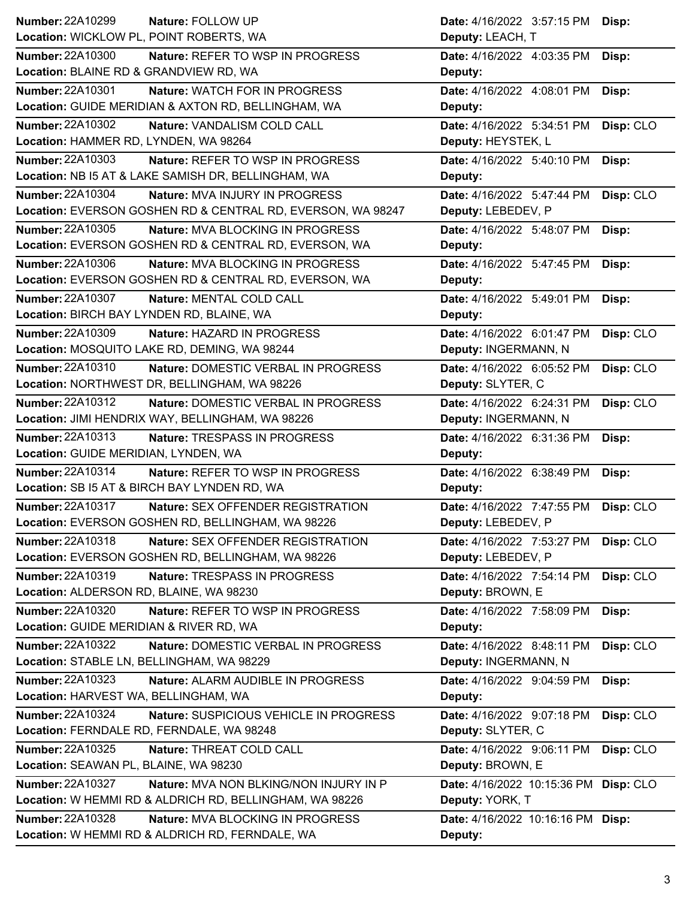| Number | Nature | Location | Date | Deputy | Disp |
|---|---|---|---|---|---|
| 22A10299 | FOLLOW UP | WICKLOW PL, POINT ROBERTS, WA | 4/16/2022 3:57:15 PM | LEACH, T | |
| 22A10300 | REFER TO WSP IN PROGRESS | BLAINE RD & GRANDVIEW RD, WA | 4/16/2022 4:03:35 PM | | |
| 22A10301 | WATCH FOR IN PROGRESS | GUIDE MERIDIAN & AXTON RD, BELLINGHAM, WA | 4/16/2022 4:08:01 PM | | |
| 22A10302 | VANDALISM COLD CALL | HAMMER RD, LYNDEN, WA 98264 | 4/16/2022 5:34:51 PM | HEYSTEK, L | CLO |
| 22A10303 | REFER TO WSP IN PROGRESS | NB I5 AT & LAKE SAMISH DR, BELLINGHAM, WA | 4/16/2022 5:40:10 PM | | |
| 22A10304 | MVA INJURY IN PROGRESS | EVERSON GOSHEN RD & CENTRAL RD, EVERSON, WA 98247 | 4/16/2022 5:47:44 PM | LEBEDEV, P | CLO |
| 22A10305 | MVA BLOCKING IN PROGRESS | EVERSON GOSHEN RD & CENTRAL RD, EVERSON, WA | 4/16/2022 5:48:07 PM | | |
| 22A10306 | MVA BLOCKING IN PROGRESS | EVERSON GOSHEN RD & CENTRAL RD, EVERSON, WA | 4/16/2022 5:47:45 PM | | |
| 22A10307 | MENTAL COLD CALL | BIRCH BAY LYNDEN RD, BLAINE, WA | 4/16/2022 5:49:01 PM | | |
| 22A10309 | HAZARD IN PROGRESS | MOSQUITO LAKE RD, DEMING, WA 98244 | 4/16/2022 6:01:47 PM | INGERMANN, N | CLO |
| 22A10310 | DOMESTIC VERBAL IN PROGRESS | NORTHWEST DR, BELLINGHAM, WA 98226 | 4/16/2022 6:05:52 PM | SLYTER, C | CLO |
| 22A10312 | DOMESTIC VERBAL IN PROGRESS | JIMI HENDRIX WAY, BELLINGHAM, WA 98226 | 4/16/2022 6:24:31 PM | INGERMANN, N | CLO |
| 22A10313 | TRESPASS IN PROGRESS | GUIDE MERIDIAN, LYNDEN, WA | 4/16/2022 6:31:36 PM | | |
| 22A10314 | REFER TO WSP IN PROGRESS | SB I5 AT & BIRCH BAY LYNDEN RD, WA | 4/16/2022 6:38:49 PM | | |
| 22A10317 | SEX OFFENDER REGISTRATION | EVERSON GOSHEN RD, BELLINGHAM, WA 98226 | 4/16/2022 7:47:55 PM | LEBEDEV, P | CLO |
| 22A10318 | SEX OFFENDER REGISTRATION | EVERSON GOSHEN RD, BELLINGHAM, WA 98226 | 4/16/2022 7:53:27 PM | LEBEDEV, P | CLO |
| 22A10319 | TRESPASS IN PROGRESS | ALDERSON RD, BLAINE, WA 98230 | 4/16/2022 7:54:14 PM | BROWN, E | CLO |
| 22A10320 | REFER TO WSP IN PROGRESS | GUIDE MERIDIAN & RIVER RD, WA | 4/16/2022 7:58:09 PM | | |
| 22A10322 | DOMESTIC VERBAL IN PROGRESS | STABLE LN, BELLINGHAM, WA 98229 | 4/16/2022 8:48:11 PM | INGERMANN, N | CLO |
| 22A10323 | ALARM AUDIBLE IN PROGRESS | HARVEST WA, BELLINGHAM, WA | 4/16/2022 9:04:59 PM | | |
| 22A10324 | SUSPICIOUS VEHICLE IN PROGRESS | FERNDALE RD, FERNDALE, WA 98248 | 4/16/2022 9:07:18 PM | SLYTER, C | CLO |
| 22A10325 | THREAT COLD CALL | SEAWAN PL, BLAINE, WA 98230 | 4/16/2022 9:06:11 PM | BROWN, E | CLO |
| 22A10327 | MVA NON BLKING/NON INJURY IN P | W HEMMI RD & ALDRICH RD, BELLINGHAM, WA 98226 | 4/16/2022 10:15:36 PM | YORK, T | CLO |
| 22A10328 | MVA BLOCKING IN PROGRESS | W HEMMI RD & ALDRICH RD, FERNDALE, WA | 4/16/2022 10:16:16 PM | | |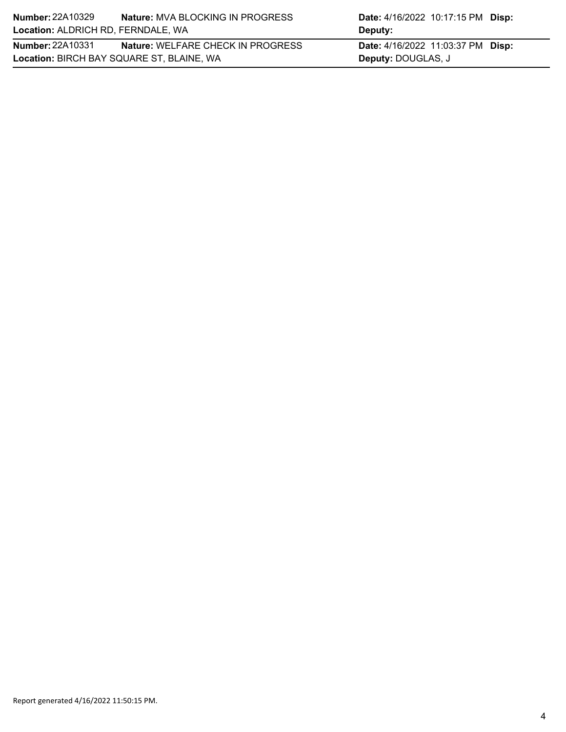**Number:** 22A10329 **Nature:** MVA BLOCKING IN PROGRESS **Date:** 4/16/2022 10:17:15 PM **Disp:**
**Location:** ALDRICH RD, FERNDALE, WA **Deputy:**

**Number:** 22A10331 **Nature:** WELFARE CHECK IN PROGRESS **Date:** 4/16/2022 11:03:37 PM **Disp:**
**Location:** BIRCH BAY SQUARE ST, BLAINE, WA **Deputy:** DOUGLAS, J

Report generated 4/16/2022 11:50:15 PM.